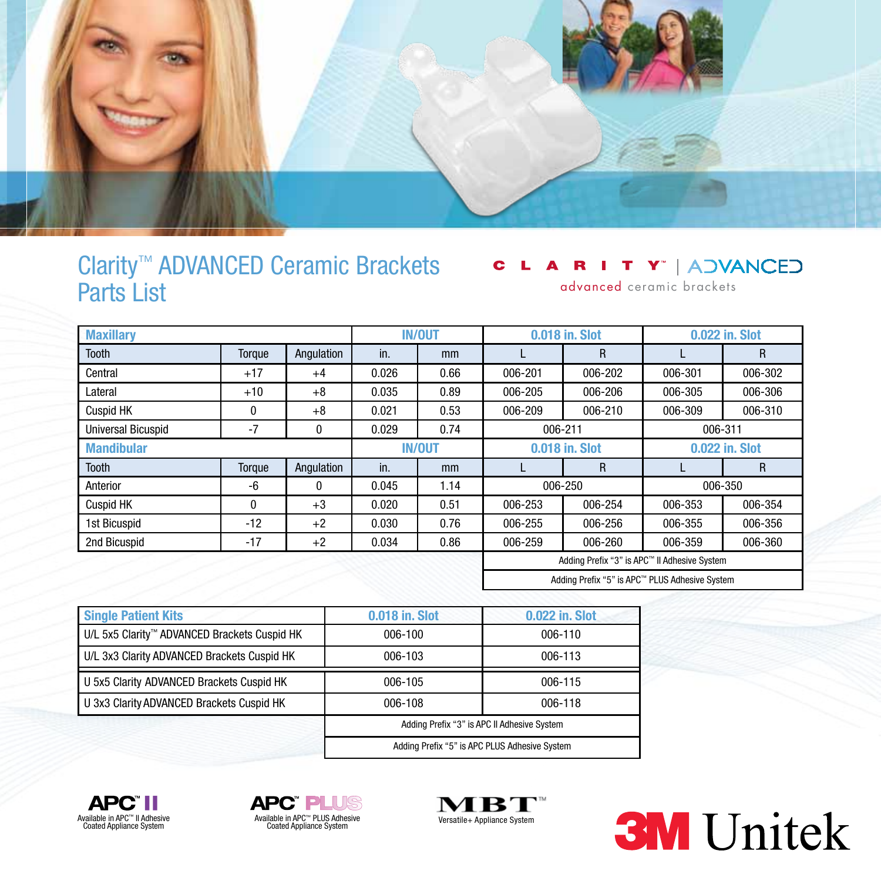# Clarity™ ADVANCED Ceramic Brackets Parts List

CLARITY™ | ADVANCED
advanced ceramic brackets

| Maxillary | | | IN/OUT | | 0.018 in. Slot | | 0.022 in. Slot | |
|---|---|---|---|---|---|---|---|---|
| Tooth | Torque | Angulation | in. | mm | L | R | L | R |
| Central | +17 | +4 | 0.026 | 0.66 | 006-201 | 006-202 | 006-301 | 006-302 |
| Lateral | +10 | +8 | 0.035 | 0.89 | 006-205 | 006-206 | 006-305 | 006-306 |
| Cuspid HK | 0 | +8 | 0.021 | 0.53 | 006-209 | 006-210 | 006-309 | 006-310 |
| Universal Bicuspid | -7 | 0 | 0.029 | 0.74 | 006-211 | | 006-311 | |
| **Mandibular** | | | **IN/OUT** | | **0.018 in. Slot** | | **0.022 in. Slot** | |
| Tooth | Torque | Angulation | in. | mm | L | R | L | R |
| Anterior | -6 | 0 | 0.045 | 1.14 | 006-250 | | 006-350 | |
| Cuspid HK | 0 | +3 | 0.020 | 0.51 | 006-253 | 006-254 | 006-353 | 006-354 |
| 1st Bicuspid | -12 | +2 | 0.030 | 0.76 | 006-255 | 006-256 | 006-355 | 006-356 |
| 2nd Bicuspid | -17 | +2 | 0.034 | 0.86 | 006-259 | 006-260 | 006-359 | 006-360 |

Adding Prefix "3" is APC™ II Adhesive System

Adding Prefix "5" is APC™ PLUS Adhesive System

| Single Patient Kits | 0.018 in. Slot | 0.022 in. Slot |
|---|---|---|
| U/L 5x5 Clarity™ ADVANCED Brackets Cuspid HK | 006-100 | 006-110 |
| U/L 3x3 Clarity ADVANCED Brackets Cuspid HK | 006-103 | 006-113 |
| U 5x5 Clarity ADVANCED Brackets Cuspid HK | 006-105 | 006-115 |
| U 3x3 Clarity ADVANCED Brackets Cuspid HK | 006-108 | 006-118 |

Adding Prefix "3" is APC II Adhesive System

Adding Prefix "5" is APC PLUS Adhesive System

APC™ II – Available in APC™ II Adhesive Coated Appliance System

APC™ PLUS – Available in APC™ PLUS Adhesive Coated Appliance System

MBT™ – Versatile+ Appliance System

3M Unitek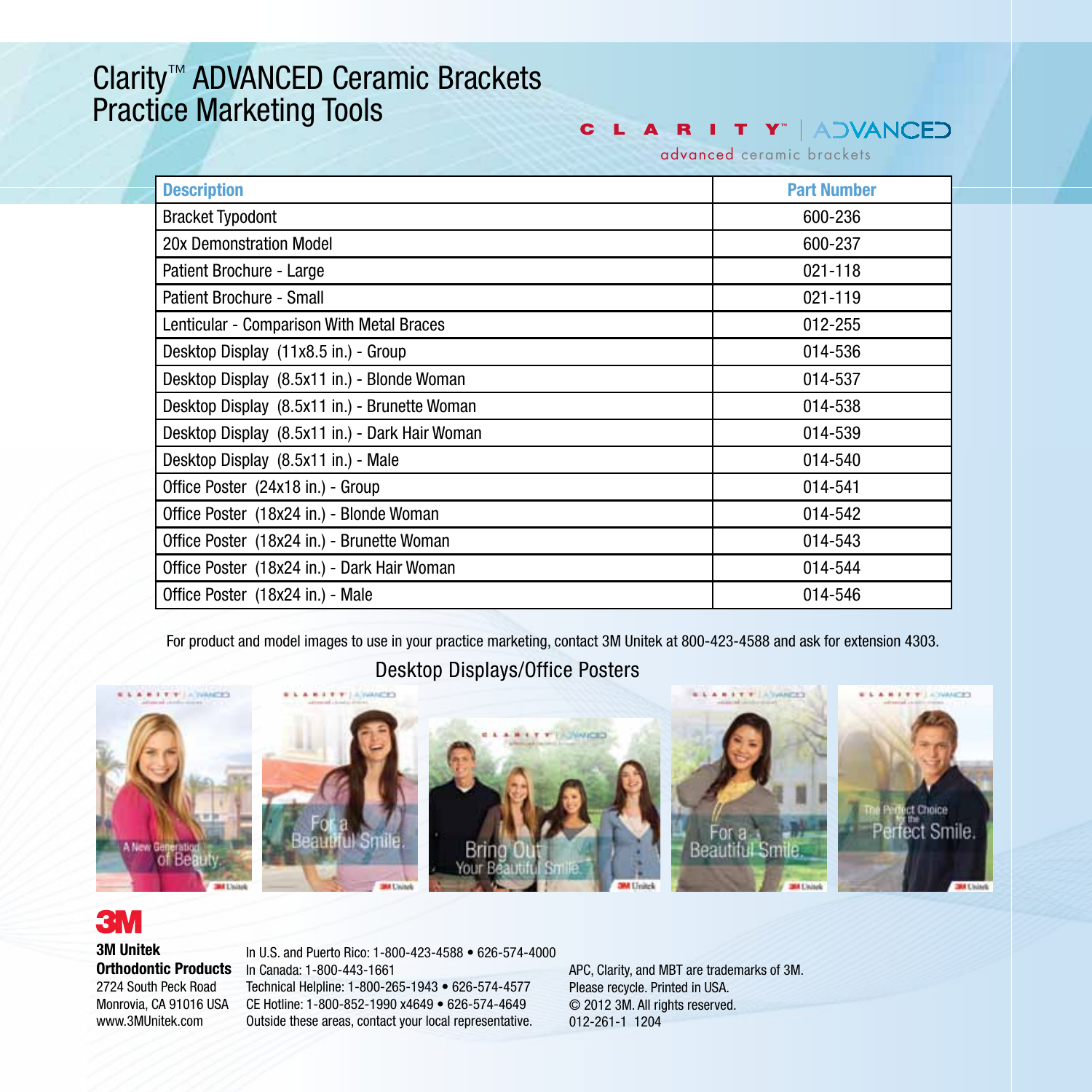# Clarity™ ADVANCED Ceramic Brackets Practice Marketing Tools

CLARITY™ | ADVANCED
advanced ceramic brackets

| Description | Part Number |
|---|---|
| Bracket Typodont | 600-236 |
| 20x Demonstration Model | 600-237 |
| Patient Brochure - Large | 021-118 |
| Patient Brochure - Small | 021-119 |
| Lenticular - Comparison With Metal Braces | 012-255 |
| Desktop Display (11x8.5 in.) - Group | 014-536 |
| Desktop Display (8.5x11 in.) - Blonde Woman | 014-537 |
| Desktop Display (8.5x11 in.) - Brunette Woman | 014-538 |
| Desktop Display (8.5x11 in.) - Dark Hair Woman | 014-539 |
| Desktop Display (8.5x11 in.) - Male | 014-540 |
| Office Poster (24x18 in.) - Group | 014-541 |
| Office Poster (18x24 in.) - Blonde Woman | 014-542 |
| Office Poster (18x24 in.) - Brunette Woman | 014-543 |
| Office Poster (18x24 in.) - Dark Hair Woman | 014-544 |
| Office Poster (18x24 in.) - Male | 014-546 |

For product and model images to use in your practice marketing, contact 3M Unitek at 800-423-4588 and ask for extension 4303.

## Desktop Displays/Office Posters

**3M Unitek**
**Orthodontic Products**
2724 South Peck Road
Monrovia, CA 91016 USA
www.3MUnitek.com

In U.S. and Puerto Rico: 1-800-423-4588 • 626-574-4000
In Canada: 1-800-443-1661
Technical Helpline: 1-800-265-1943 • 626-574-4577
CE Hotline: 1-800-852-1990 x4649 • 626-574-4649
Outside these areas, contact your local representative.

APC, Clarity, and MBT are trademarks of 3M.
Please recycle. Printed in USA.
© 2012 3M. All rights reserved.
012-261-1 1204